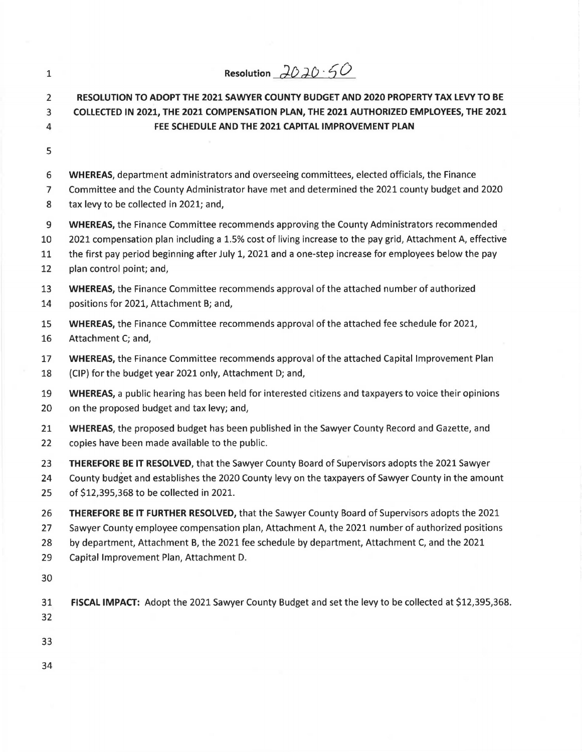# Resolution 2020-50

## RESOLUTION TO ADOPT THE 2021 SAWYER COUNTY BUDGET AND 2020 PROPERTY TAX LEVY TO BE COLLECTED IN 2021, THE 2021 COMPENSATION PLAN, THE 2021 AUTHORIZED EMPLOYEES, THE 2021 FEE SCHEDULE AND THE 2021 CAPITAL IMPROVEMENT PLAN

**WHEREAS**, department administrators and overseeing committees, elected officials, the Finance Committee and the County Administrator have met and determined the 2021 county budget and 2020 tax levy to be collected in 2021; and,

**WHEREAS,** the Finance Committee recommends approving the County Administrators recommended 2021 compensation plan including a 1.5% cost of living increase to the pay grid, Attachment A, effective the first pay period beginning after July 1, 2021 and a one-step increase for employees below the pay plan control point; and,

**WHEREAS,** the Finance Committee recommends approval of the attached number of authorized positions for 2021, Attachment B; and,

**WHEREAS,** the Finance Committee recommends approval of the attached fee schedule for 2021, Attachment C; and,

**WHEREAS,** the Finance Committee recommends approval of the attached Capital Improvement Plan (CIP) for the budget year 2021 only, Attachment D; and,

**WHEREAS,** a public hearing has been held for interested citizens and taxpayers to voice their opinions on the proposed budget and tax levy; and,

**WHEREAS**, the proposed budget has been published in the Sawyer County Record and Gazette, and copies have been made available to the public.

**THEREFORE BE IT RESOLVED,** that the Sawyer County Board of Supervisors adopts the 2021 Sawyer County budget and establishes the 2020 County levy on the taxpayers of Sawyer County in the amount of $12,395,368 to be collected in 2021.

**THEREFORE BE IT FURTHER RESOLVED,** that the Sawyer County Board of Supervisors adopts the 2021 Sawyer County employee compensation plan, Attachment A, the 2021 number of authorized positions by department, Attachment B, the 2021 fee schedule by department, Attachment C, and the 2021 Capital Improvement Plan, Attachment D.

**FISCAL IMPACT:** Adopt the 2021 Sawyer County Budget and set the levy to be collected at $12,395,368.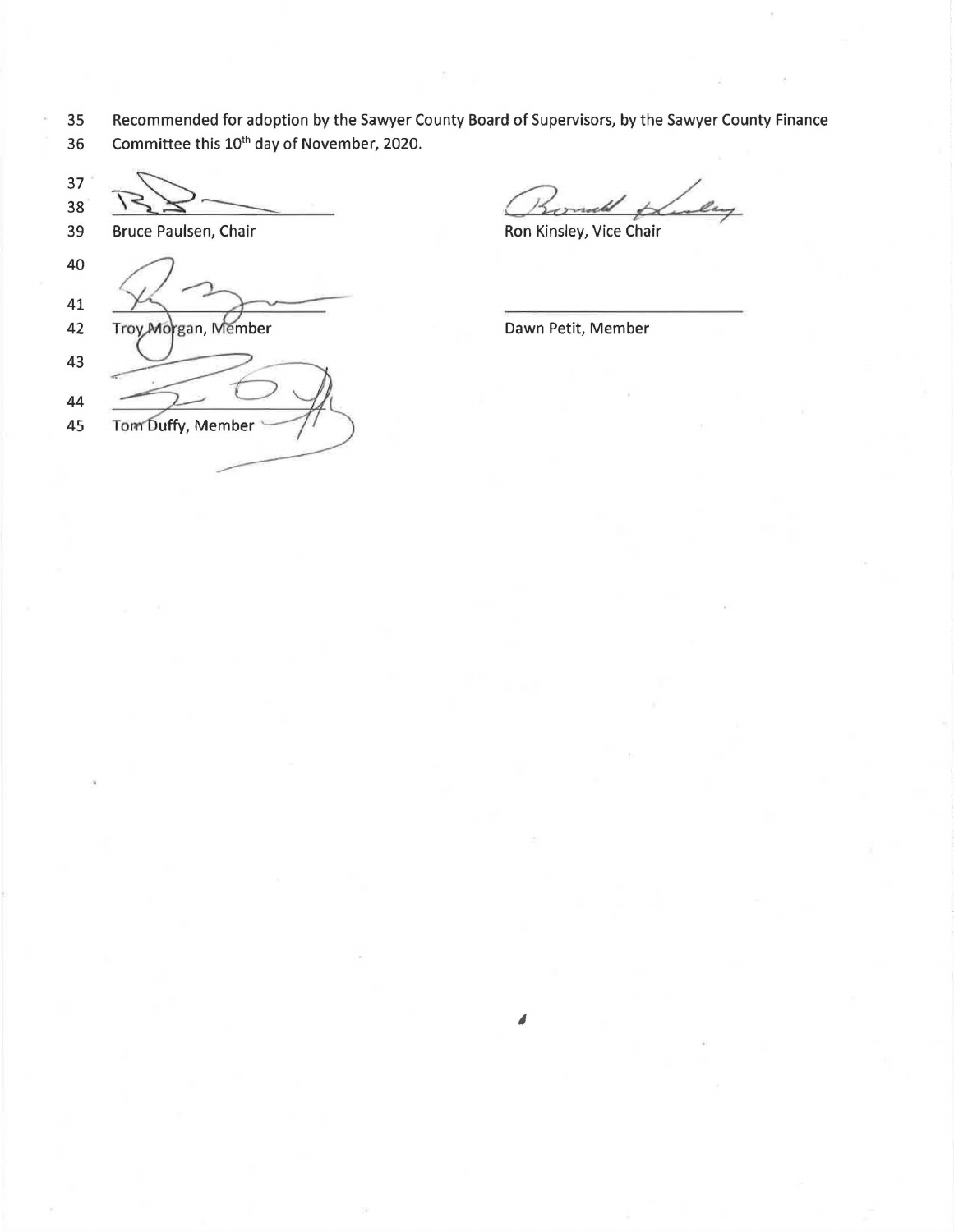35 Recommended for adoption by the Sawyer County Board of Supervisors, by the Sawyer County Finance
36 Committee this 10th day of November, 2020.

37
38 \_\_\_\_\_\_\_\_\_\_\_\_\_\_\_\_\_\_\_\_\_\_\_\_\_\_\_\_ \_\_\_\_\_\_\_\_\_\_\_\_\_\_\_\_\_\_\_\_\_\_\_\_\_\_\_\_
39 Bruce Paulsen, Chair Ron Kinsley, Vice Chair

40
41 \_\_\_\_\_\_\_\_\_\_\_\_\_\_\_\_\_\_\_\_\_\_\_\_\_\_\_\_ \_\_\_\_\_\_\_\_\_\_\_\_\_\_\_\_\_\_\_\_\_\_\_\_\_\_\_\_
42 Troy Morgan, Member Dawn Petit, Member

43
44 \_\_\_\_\_\_\_\_\_\_\_\_\_\_\_\_\_\_\_\_\_\_\_\_\_\_\_\_
45 Tom Duffy, Member